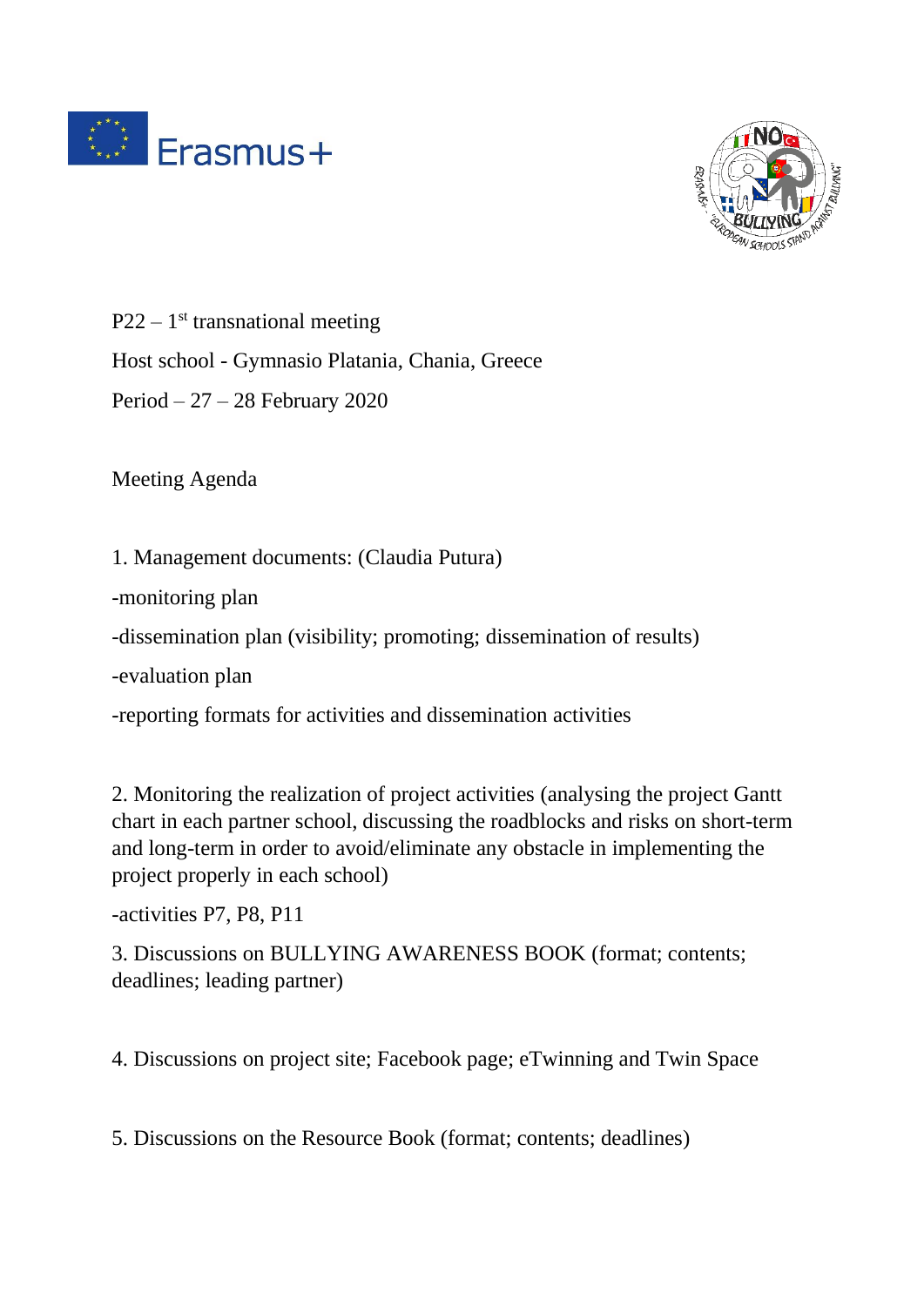P22 – 1st transnational meeting

Host school - Gymnasio Platania, Chania, Greece

Period – 27 – 28 February 2020

Meeting Agenda

1. Management documents: (Claudia Putura)

-monitoring plan

-dissemination plan (visibility; promoting; dissemination of results)

-evaluation plan

-reporting formats for activities and dissemination activities

2. Monitoring the realization of project activities (analysing the project Gantt chart in each partner school, discussing the roadblocks and risks on short-term and long-term in order to avoid/eliminate any obstacle in implementing the project properly in each school)

-activities P7, P8, P11

3. Discussions on BULLYING AWARENESS BOOK (format; contents; deadlines; leading partner)

4. Discussions on project site; Facebook page; eTwinning and Twin Space

5. Discussions on the Resource Book (format; contents; deadlines)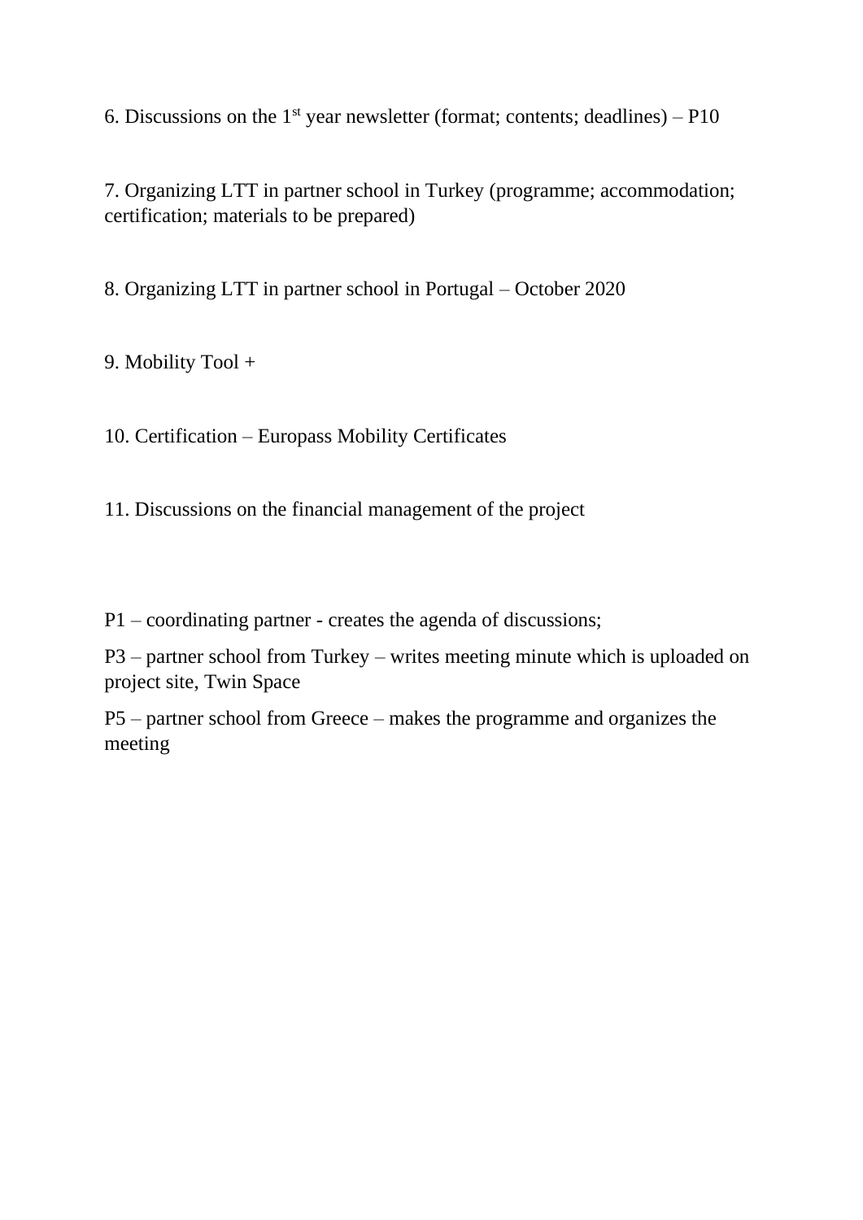6. Discussions on the 1st year newsletter (format; contents; deadlines) – P10

7. Organizing LTT in partner school in Turkey (programme; accommodation; certification; materials to be prepared)

8. Organizing LTT in partner school in Portugal – October 2020

9. Mobility Tool +

10. Certification – Europass Mobility Certificates

11. Discussions on the financial management of the project

P1 – coordinating partner - creates the agenda of discussions;

P3 – partner school from Turkey – writes meeting minute which is uploaded on project site, Twin Space

P5 – partner school from Greece – makes the programme and organizes the meeting